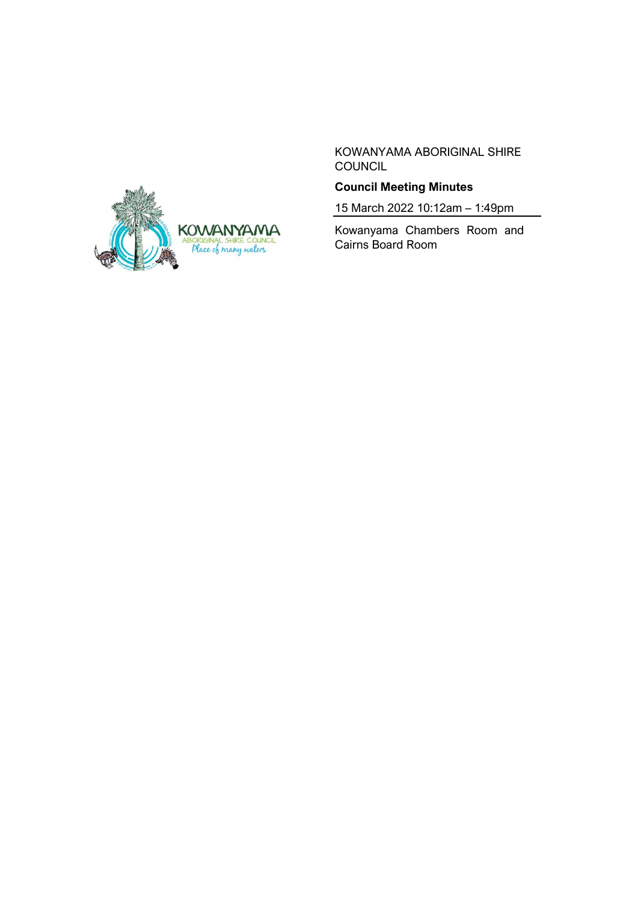KOWANYAMA ABORIGINAL SHIRE COUNCIL

**Council Meeting Minutes**

15 March 2022 10:12am – 1:49pm

Kowanyama Chambers Room and Cairns Board Room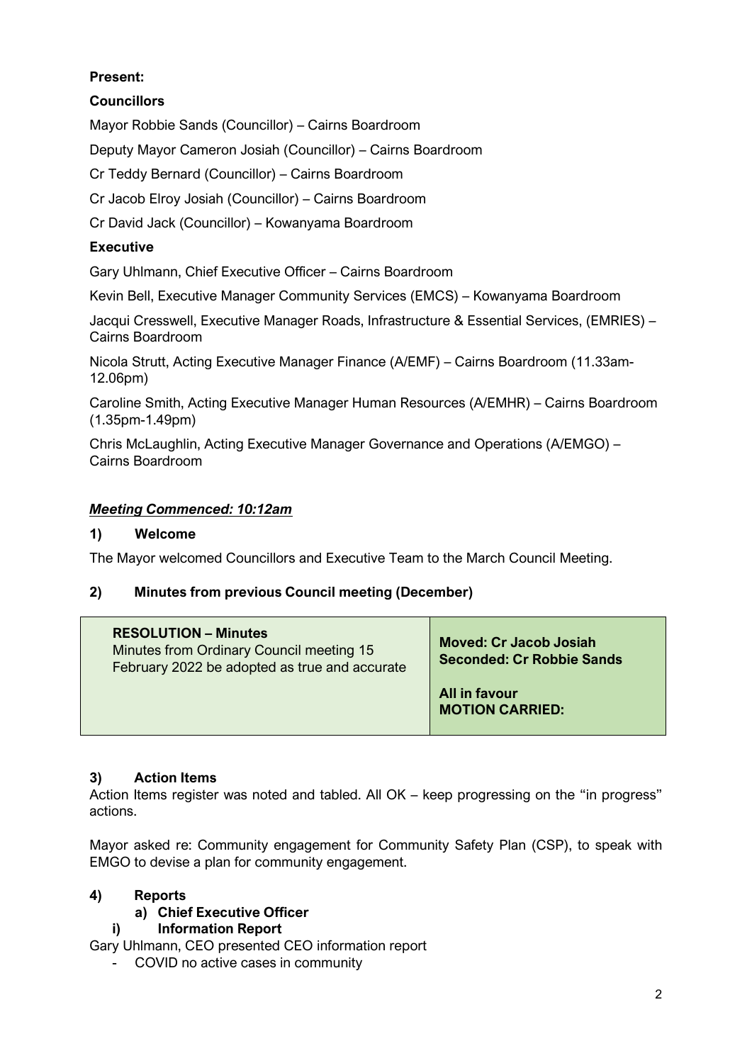**Present:**

**Councillors**

Mayor Robbie Sands (Councillor) – Cairns Boardroom

Deputy Mayor Cameron Josiah (Councillor) – Cairns Boardroom

Cr Teddy Bernard (Councillor) – Cairns Boardroom

Cr Jacob Elroy Josiah (Councillor) – Cairns Boardroom

Cr David Jack (Councillor) – Kowanyama Boardroom

**Executive**

Gary Uhlmann, Chief Executive Officer – Cairns Boardroom

Kevin Bell, Executive Manager Community Services (EMCS) – Kowanyama Boardroom

Jacqui Cresswell, Executive Manager Roads, Infrastructure & Essential Services, (EMRIES) – Cairns Boardroom

Nicola Strutt, Acting Executive Manager Finance (A/EMF) – Cairns Boardroom (11.33am-12.06pm)

Caroline Smith, Acting Executive Manager Human Resources (A/EMHR) – Cairns Boardroom (1.35pm-1.49pm)

Chris McLaughlin, Acting Executive Manager Governance and Operations (A/EMGO) – Cairns Boardroom

***Meeting Commenced: 10:12am***

## 1) Welcome

The Mayor welcomed Councillors and Executive Team to the March Council Meeting.

## 2) Minutes from previous Council meeting (December)

| **RESOLUTION – Minutes**<br>Minutes from Ordinary Council meeting 15 February 2022 be adopted as true and accurate | **Moved: Cr Jacob Josiah**<br>**Seconded: Cr Robbie Sands**<br><br>**All in favour**<br>**MOTION CARRIED:** |
|---|---|

## 3) Action Items

Action Items register was noted and tabled. All OK – keep progressing on the "in progress" actions.

Mayor asked re: Community engagement for Community Safety Plan (CSP), to speak with EMGO to devise a plan for community engagement.

## 4) Reports

### a) Chief Executive Officer

#### i) Information Report

Gary Uhlmann, CEO presented CEO information report

- COVID no active cases in community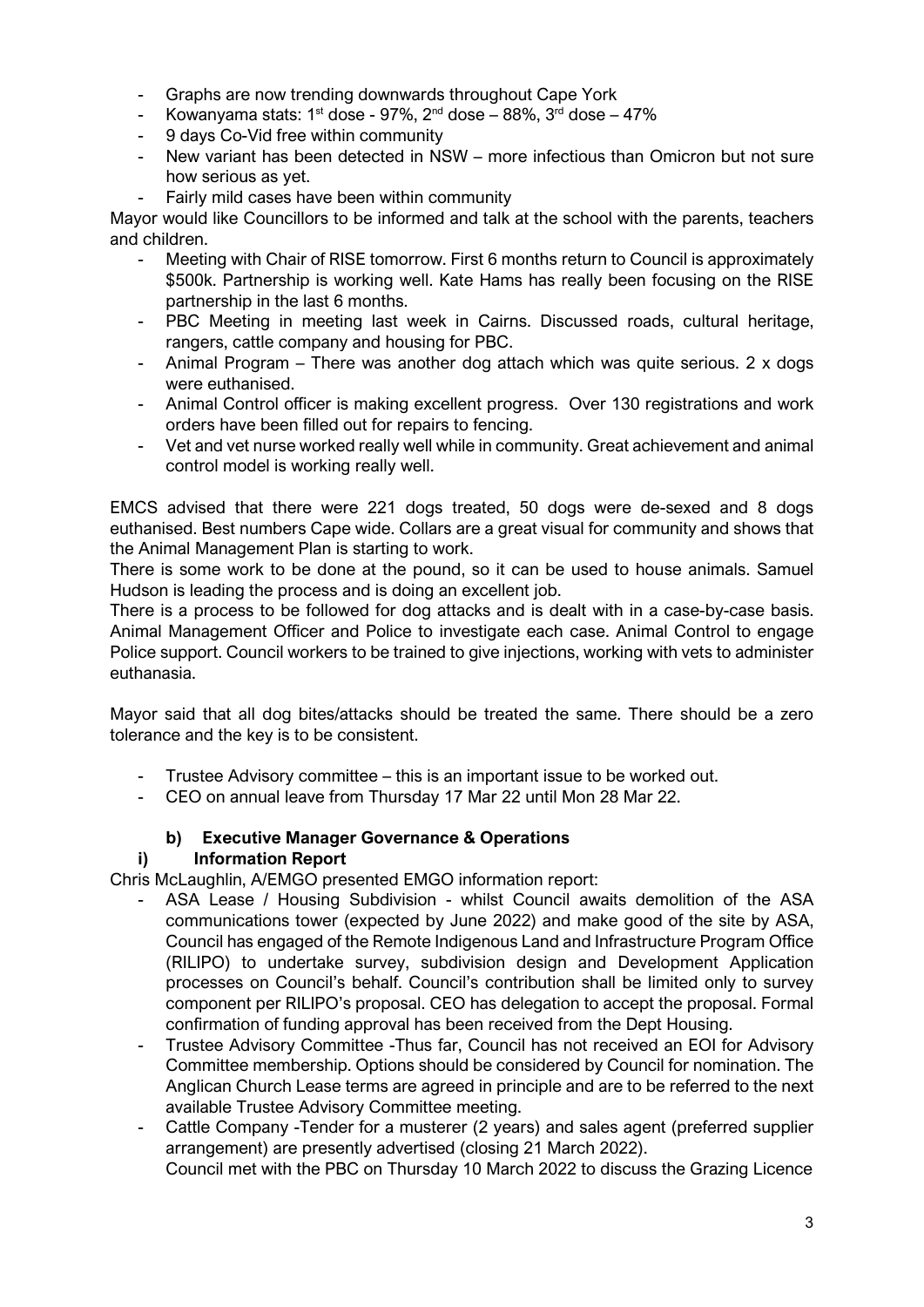- Graphs are now trending downwards throughout Cape York
- Kowanyama stats: 1st dose - 97%, 2nd dose – 88%, 3rd dose – 47%
- 9 days Co-Vid free within community
- New variant has been detected in NSW – more infectious than Omicron but not sure how serious as yet.
- Fairly mild cases have been within community

Mayor would like Councillors to be informed and talk at the school with the parents, teachers and children.

- Meeting with Chair of RISE tomorrow. First 6 months return to Council is approximately $500k. Partnership is working well. Kate Hams has really been focusing on the RISE partnership in the last 6 months.
- PBC Meeting in meeting last week in Cairns. Discussed roads, cultural heritage, rangers, cattle company and housing for PBC.
- Animal Program – There was another dog attach which was quite serious. 2 x dogs were euthanised.
- Animal Control officer is making excellent progress. Over 130 registrations and work orders have been filled out for repairs to fencing.
- Vet and vet nurse worked really well while in community. Great achievement and animal control model is working really well.

EMCS advised that there were 221 dogs treated, 50 dogs were de-sexed and 8 dogs euthanised. Best numbers Cape wide. Collars are a great visual for community and shows that the Animal Management Plan is starting to work.

There is some work to be done at the pound, so it can be used to house animals. Samuel Hudson is leading the process and is doing an excellent job.

There is a process to be followed for dog attacks and is dealt with in a case-by-case basis. Animal Management Officer and Police to investigate each case. Animal Control to engage Police support. Council workers to be trained to give injections, working with vets to administer euthanasia.

Mayor said that all dog bites/attacks should be treated the same. There should be a zero tolerance and the key is to be consistent.

- Trustee Advisory committee – this is an important issue to be worked out.
- CEO on annual leave from Thursday 17 Mar 22 until Mon 28 Mar 22.

### b) Executive Manager Governance & Operations

#### i) Information Report

Chris McLaughlin, A/EMGO presented EMGO information report:

- ASA Lease / Housing Subdivision - whilst Council awaits demolition of the ASA communications tower (expected by June 2022) and make good of the site by ASA, Council has engaged of the Remote Indigenous Land and Infrastructure Program Office (RILIPO) to undertake survey, subdivision design and Development Application processes on Council's behalf. Council's contribution shall be limited only to survey component per RILIPO's proposal. CEO has delegation to accept the proposal. Formal confirmation of funding approval has been received from the Dept Housing.
- Trustee Advisory Committee -Thus far, Council has not received an EOI for Advisory Committee membership. Options should be considered by Council for nomination. The Anglican Church Lease terms are agreed in principle and are to be referred to the next available Trustee Advisory Committee meeting.
- Cattle Company -Tender for a musterer (2 years) and sales agent (preferred supplier arrangement) are presently advertised (closing 21 March 2022).
  Council met with the PBC on Thursday 10 March 2022 to discuss the Grazing Licence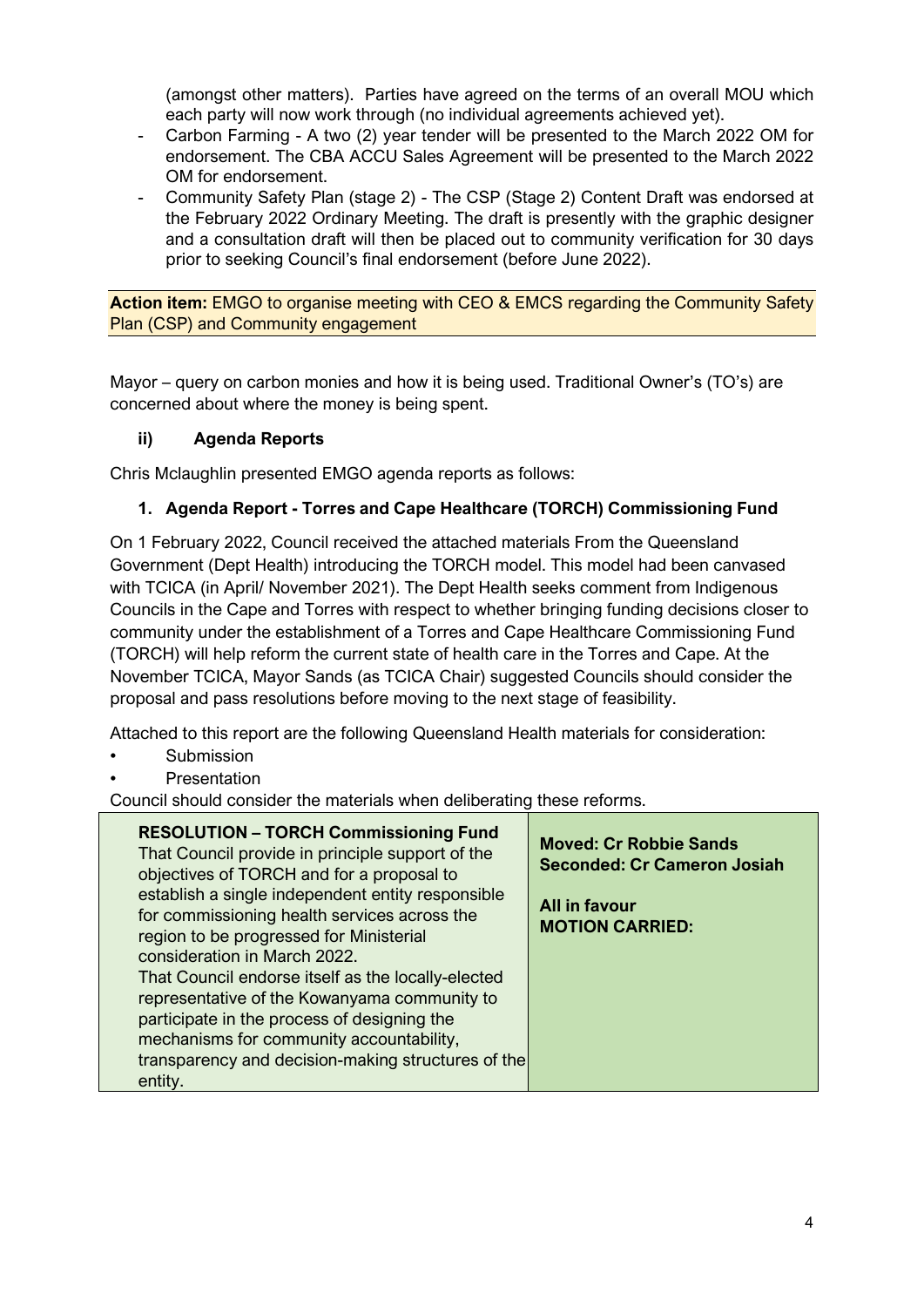(amongst other matters). Parties have agreed on the terms of an overall MOU which each party will now work through (no individual agreements achieved yet).

- Carbon Farming - A two (2) year tender will be presented to the March 2022 OM for endorsement. The CBA ACCU Sales Agreement will be presented to the March 2022 OM for endorsement.
- Community Safety Plan (stage 2) - The CSP (Stage 2) Content Draft was endorsed at the February 2022 Ordinary Meeting. The draft is presently with the graphic designer and a consultation draft will then be placed out to community verification for 30 days prior to seeking Council's final endorsement (before June 2022).

**Action item:** EMGO to organise meeting with CEO & EMCS regarding the Community Safety Plan (CSP) and Community engagement

Mayor – query on carbon monies and how it is being used. Traditional Owner's (TO's) are concerned about where the money is being spent.

### ii) Agenda Reports

Chris Mclaughlin presented EMGO agenda reports as follows:

#### 1. Agenda Report - Torres and Cape Healthcare (TORCH) Commissioning Fund

On 1 February 2022, Council received the attached materials From the Queensland Government (Dept Health) introducing the TORCH model. This model had been canvased with TCICA (in April/ November 2021). The Dept Health seeks comment from Indigenous Councils in the Cape and Torres with respect to whether bringing funding decisions closer to community under the establishment of a Torres and Cape Healthcare Commissioning Fund (TORCH) will help reform the current state of health care in the Torres and Cape. At the November TCICA, Mayor Sands (as TCICA Chair) suggested Councils should consider the proposal and pass resolutions before moving to the next stage of feasibility.

Attached to this report are the following Queensland Health materials for consideration:

- Submission
- Presentation

Council should consider the materials when deliberating these reforms.

| **RESOLUTION – TORCH Commissioning Fund**<br>That Council provide in principle support of the objectives of TORCH and for a proposal to establish a single independent entity responsible for commissioning health services across the region to be progressed for Ministerial consideration in March 2022.<br>That Council endorse itself as the locally-elected representative of the Kowanyama community to participate in the process of designing the mechanisms for community accountability, transparency and decision-making structures of the entity. | **Moved: Cr Robbie Sands**<br>**Seconded: Cr Cameron Josiah**<br><br>**All in favour**<br>**MOTION CARRIED:** |
|---|---|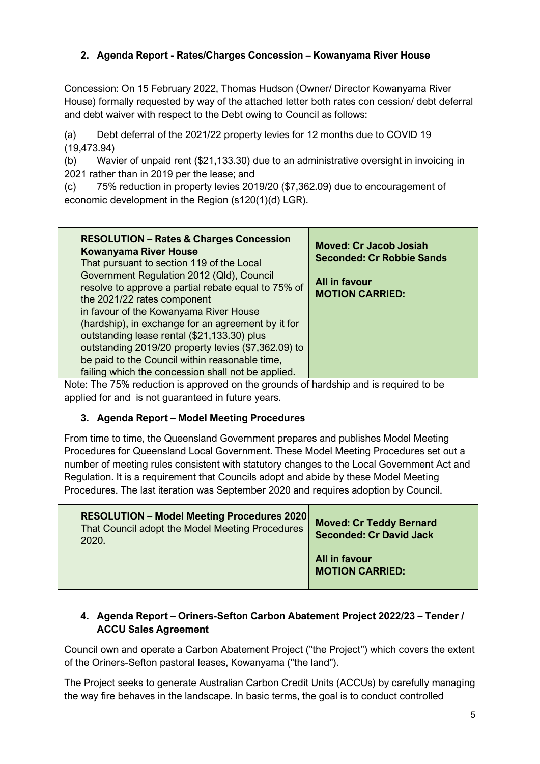2. **Agenda Report - Rates/Charges Concession – Kowanyama River House**

Concession: On 15 February 2022, Thomas Hudson (Owner/ Director Kowanyama River House) formally requested by way of the attached letter both rates con cession/ debt deferral and debt waiver with respect to the Debt owing to Council as follows:

(a) Debt deferral of the 2021/22 property levies for 12 months due to COVID 19 (19,473.94)
(b) Wavier of unpaid rent ($21,133.30) due to an administrative oversight in invoicing in 2021 rather than in 2019 per the lease; and
(c) 75% reduction in property levies 2019/20 ($7,362.09) due to encouragement of economic development in the Region (s120(1)(d) LGR).

| **RESOLUTION – Rates & Charges Concession Kowanyama River House**<br>That pursuant to section 119 of the Local Government Regulation 2012 (Qld), Council resolve to approve a partial rebate equal to 75% of the 2021/22 rates component in favour of the Kowanyama River House (hardship), in exchange for an agreement by it for outstanding lease rental ($21,133.30) plus outstanding 2019/20 property levies ($7,362.09) to be paid to the Council within reasonable time, failing which the concession shall not be applied. | **Moved: Cr Jacob Josiah**<br>**Seconded: Cr Robbie Sands**<br><br>**All in favour**<br>**MOTION CARRIED:** |
|---|---|

Note: The 75% reduction is approved on the grounds of hardship and is required to be applied for and is not guaranteed in future years.

3. **Agenda Report – Model Meeting Procedures**

From time to time, the Queensland Government prepares and publishes Model Meeting Procedures for Queensland Local Government. These Model Meeting Procedures set out a number of meeting rules consistent with statutory changes to the Local Government Act and Regulation. It is a requirement that Councils adopt and abide by these Model Meeting Procedures. The last iteration was September 2020 and requires adoption by Council.

| **RESOLUTION – Model Meeting Procedures 2020**<br>That Council adopt the Model Meeting Procedures 2020. | **Moved: Cr Teddy Bernard**<br>**Seconded: Cr David Jack**<br><br>**All in favour**<br>**MOTION CARRIED:** |
|---|---|

4. **Agenda Report – Oriners-Sefton Carbon Abatement Project 2022/23 – Tender / ACCU Sales Agreement**

Council own and operate a Carbon Abatement Project ("the Project") which covers the extent of the Oriners-Sefton pastoral leases, Kowanyama ("the land").

The Project seeks to generate Australian Carbon Credit Units (ACCUs) by carefully managing the way fire behaves in the landscape. In basic terms, the goal is to conduct controlled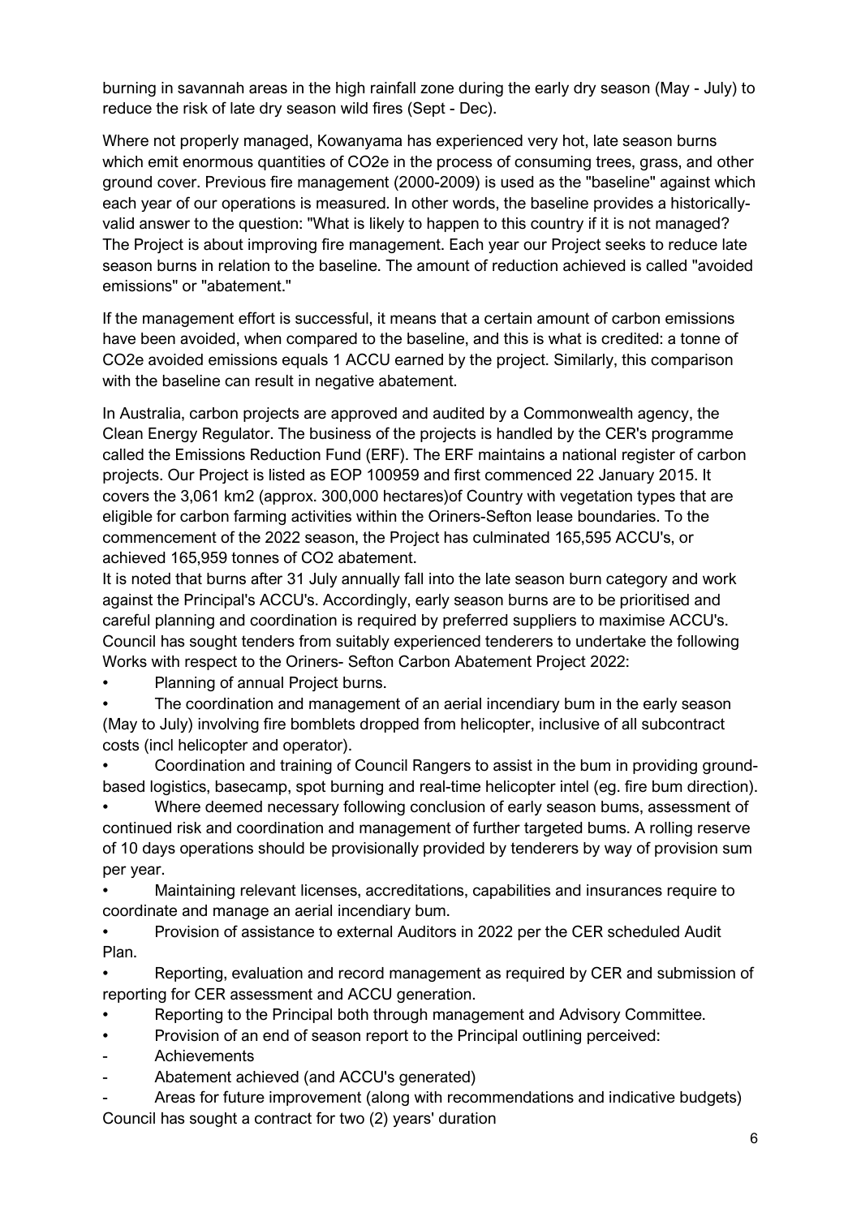burning in savannah areas in the high rainfall zone during the early dry season (May - July) to reduce the risk of late dry season wild fires (Sept - Dec).

Where not properly managed, Kowanyama has experienced very hot, late season burns which emit enormous quantities of $CO_2e$ in the process of consuming trees, grass, and other ground cover. Previous fire management (2000-2009) is used as the "baseline" against which each year of our operations is measured. In other words, the baseline provides a historically-valid answer to the question: "What is likely to happen to this country if it is not managed? The Project is about improving fire management. Each year our Project seeks to reduce late season burns in relation to the baseline. The amount of reduction achieved is called "avoided emissions" or "abatement."

If the management effort is successful, it means that a certain amount of carbon emissions have been avoided, when compared to the baseline, and this is what is credited: a tonne of $CO_2e$ avoided emissions equals 1 ACCU earned by the project. Similarly, this comparison with the baseline can result in negative abatement.

In Australia, carbon projects are approved and audited by a Commonwealth agency, the Clean Energy Regulator. The business of the projects is handled by the CER's programme called the Emissions Reduction Fund (ERF). The ERF maintains a national register of carbon projects. Our Project is listed as EOP 100959 and first commenced 22 January 2015. It covers the 3,061 km2 (approx. 300,000 hectares)of Country with vegetation types that are eligible for carbon farming activities within the Oriners-Sefton lease boundaries. To the commencement of the 2022 season, the Project has culminated 165,595 ACCU's, or achieved 165,959 tonnes of $CO_2$ abatement.

It is noted that burns after 31 July annually fall into the late season burn category and work against the Principal's ACCU's. Accordingly, early season burns are to be prioritised and careful planning and coordination is required by preferred suppliers to maximise ACCU's. Council has sought tenders from suitably experienced tenderers to undertake the following Works with respect to the Oriners- Sefton Carbon Abatement Project 2022:

- Planning of annual Project burns.
- The coordination and management of an aerial incendiary bum in the early season (May to July) involving fire bomblets dropped from helicopter, inclusive of all subcontract costs (incl helicopter and operator).
- Coordination and training of Council Rangers to assist in the bum in providing ground-based logistics, basecamp, spot burning and real-time helicopter intel (eg. fire bum direction).
- Where deemed necessary following conclusion of early season bums, assessment of continued risk and coordination and management of further targeted bums. A rolling reserve of 10 days operations should be provisionally provided by tenderers by way of provision sum per year.
- Maintaining relevant licenses, accreditations, capabilities and insurances require to coordinate and manage an aerial incendiary bum.
- Provision of assistance to external Auditors in 2022 per the CER scheduled Audit Plan.
- Reporting, evaluation and record management as required by CER and submission of reporting for CER assessment and ACCU generation.
- Reporting to the Principal both through management and Advisory Committee.
- Provision of an end of season report to the Principal outlining perceived:
  - Achievements
  - Abatement achieved (and ACCU's generated)
  - Areas for future improvement (along with recommendations and indicative budgets)

Council has sought a contract for two (2) years' duration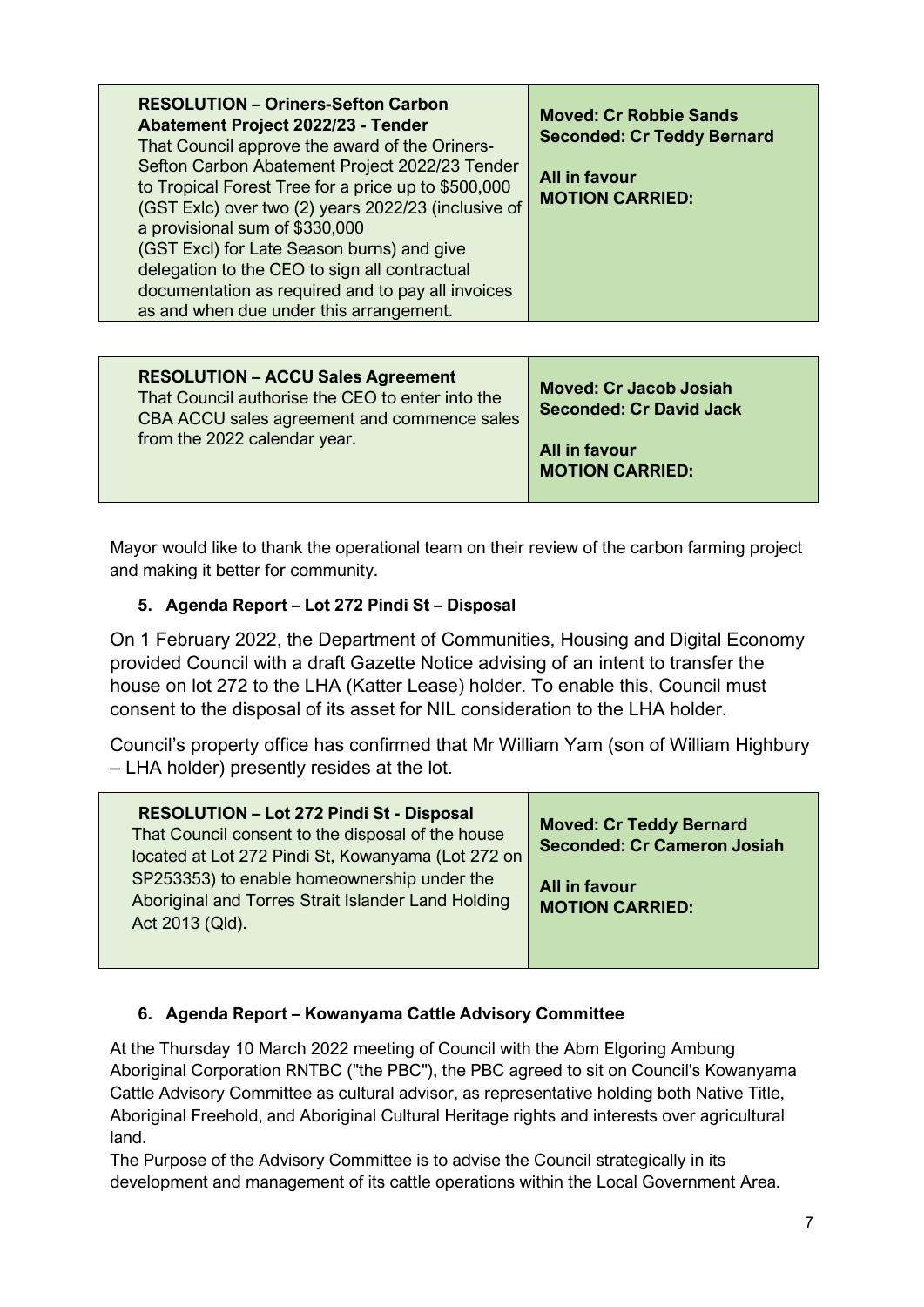| **RESOLUTION – Oriners-Sefton Carbon Abatement Project 2022/23 - Tender**<br>That Council approve the award of the Oriners-Sefton Carbon Abatement Project 2022/23 Tender to Tropical Forest Tree for a price up to $500,000 (GST Exlc) over two (2) years 2022/23 (inclusive of a provisional sum of $330,000 (GST Excl) for Late Season burns) and give delegation to the CEO to sign all contractual documentation as required and to pay all invoices as and when due under this arrangement. | **Moved: Cr Robbie Sands**<br>**Seconded: Cr Teddy Bernard**<br><br>**All in favour**<br>**MOTION CARRIED:** |
|---|---|

| **RESOLUTION – ACCU Sales Agreement**<br>That Council authorise the CEO to enter into the CBA ACCU sales agreement and commence sales from the 2022 calendar year. | **Moved: Cr Jacob Josiah**<br>**Seconded: Cr David Jack**<br><br>**All in favour**<br>**MOTION CARRIED:** |
|---|---|

Mayor would like to thank the operational team on their review of the carbon farming project and making it better for community.

**5. Agenda Report – Lot 272 Pindi St – Disposal**

On 1 February 2022, the Department of Communities, Housing and Digital Economy provided Council with a draft Gazette Notice advising of an intent to transfer the house on lot 272 to the LHA (Katter Lease) holder. To enable this, Council must consent to the disposal of its asset for NIL consideration to the LHA holder.

Council's property office has confirmed that Mr William Yam (son of William Highbury – LHA holder) presently resides at the lot.

| **RESOLUTION – Lot 272 Pindi St - Disposal**<br>That Council consent to the disposal of the house located at Lot 272 Pindi St, Kowanyama (Lot 272 on SP253353) to enable homeownership under the Aboriginal and Torres Strait Islander Land Holding Act 2013 (Qld). | **Moved: Cr Teddy Bernard**<br>**Seconded: Cr Cameron Josiah**<br><br>**All in favour**<br>**MOTION CARRIED:** |
|---|---|

**6. Agenda Report – Kowanyama Cattle Advisory Committee**

At the Thursday 10 March 2022 meeting of Council with the Abm Elgoring Ambung Aboriginal Corporation RNTBC ("the PBC"), the PBC agreed to sit on Council's Kowanyama Cattle Advisory Committee as cultural advisor, as representative holding both Native Title, Aboriginal Freehold, and Aboriginal Cultural Heritage rights and interests over agricultural land.

The Purpose of the Advisory Committee is to advise the Council strategically in its development and management of its cattle operations within the Local Government Area.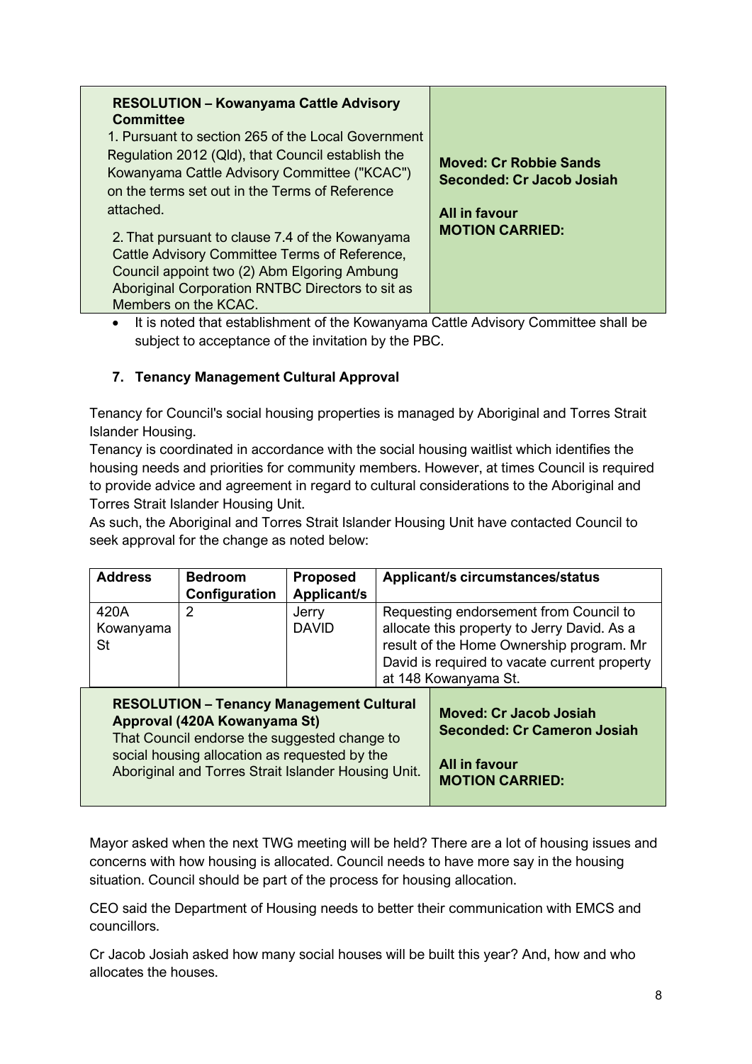| RESOLUTION – Kowanyama Cattle Advisory Committee | |
|---|---|
| 1. Pursuant to section 265 of the Local Government Regulation 2012 (Qld), that Council establish the Kowanyama Cattle Advisory Committee ("KCAC") on the terms set out in the Terms of Reference attached.<br><br>2. That pursuant to clause 7.4 of the Kowanyama Cattle Advisory Committee Terms of Reference, Council appoint two (2) Abm Elgoring Ambung Aboriginal Corporation RNTBC Directors to sit as Members on the KCAC. | **Moved: Cr Robbie Sands**<br>**Seconded: Cr Jacob Josiah**<br><br>**All in favour**<br>**MOTION CARRIED:** |

- It is noted that establishment of the Kowanyama Cattle Advisory Committee shall be subject to acceptance of the invitation by the PBC.

### 7. Tenancy Management Cultural Approval

Tenancy for Council's social housing properties is managed by Aboriginal and Torres Strait Islander Housing.

Tenancy is coordinated in accordance with the social housing waitlist which identifies the housing needs and priorities for community members. However, at times Council is required to provide advice and agreement in regard to cultural considerations to the Aboriginal and Torres Strait Islander Housing Unit.

As such, the Aboriginal and Torres Strait Islander Housing Unit have contacted Council to seek approval for the change as noted below:

| Address | Bedroom Configuration | Proposed Applicant/s | Applicant/s circumstances/status |
|---|---|---|---|
| 420A Kowanyama St | 2 | Jerry DAVID | Requesting endorsement from Council to allocate this property to Jerry David. As a result of the Home Ownership program. Mr David is required to vacate current property at 148 Kowanyama St. |

| RESOLUTION – Tenancy Management Cultural Approval (420A Kowanyama St) | |
|---|---|
| That Council endorse the suggested change to social housing allocation as requested by the Aboriginal and Torres Strait Islander Housing Unit. | **Moved: Cr Jacob Josiah**<br>**Seconded: Cr Cameron Josiah**<br><br>**All in favour**<br>**MOTION CARRIED:** |

Mayor asked when the next TWG meeting will be held? There are a lot of housing issues and concerns with how housing is allocated. Council needs to have more say in the housing situation. Council should be part of the process for housing allocation.

CEO said the Department of Housing needs to better their communication with EMCS and councillors.

Cr Jacob Josiah asked how many social houses will be built this year? And, how and who allocates the houses.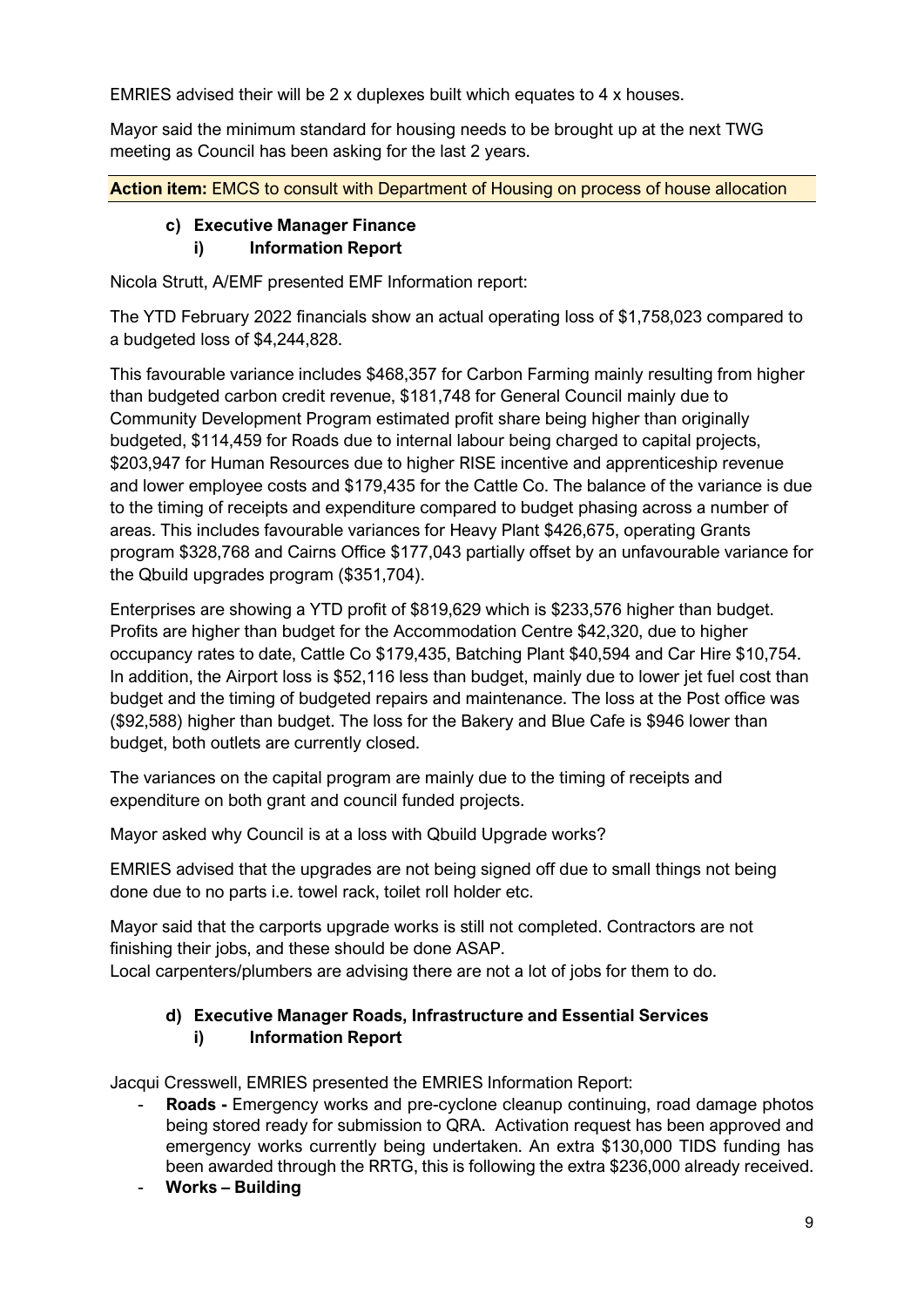EMRIES advised their will be 2 x duplexes built which equates to 4 x houses.

Mayor said the minimum standard for housing needs to be brought up at the next TWG meeting as Council has been asking for the last 2 years.

**Action item:** EMCS to consult with Department of Housing on process of house allocation

### c) Executive Manager Finance

#### i) Information Report

Nicola Strutt, A/EMF presented EMF Information report:

The YTD February 2022 financials show an actual operating loss of $1,758,023 compared to a budgeted loss of $4,244,828.

This favourable variance includes $468,357 for Carbon Farming mainly resulting from higher than budgeted carbon credit revenue, $181,748 for General Council mainly due to Community Development Program estimated profit share being higher than originally budgeted, $114,459 for Roads due to internal labour being charged to capital projects, $203,947 for Human Resources due to higher RISE incentive and apprenticeship revenue and lower employee costs and $179,435 for the Cattle Co. The balance of the variance is due to the timing of receipts and expenditure compared to budget phasing across a number of areas. This includes favourable variances for Heavy Plant $426,675, operating Grants program $328,768 and Cairns Office $177,043 partially offset by an unfavourable variance for the Qbuild upgrades program ($351,704).

Enterprises are showing a YTD profit of $819,629 which is $233,576 higher than budget. Profits are higher than budget for the Accommodation Centre $42,320, due to higher occupancy rates to date, Cattle Co $179,435, Batching Plant $40,594 and Car Hire $10,754. In addition, the Airport loss is $52,116 less than budget, mainly due to lower jet fuel cost than budget and the timing of budgeted repairs and maintenance. The loss at the Post office was ($92,588) higher than budget. The loss for the Bakery and Blue Cafe is $946 lower than budget, both outlets are currently closed.

The variances on the capital program are mainly due to the timing of receipts and expenditure on both grant and council funded projects.

Mayor asked why Council is at a loss with Qbuild Upgrade works?

EMRIES advised that the upgrades are not being signed off due to small things not being done due to no parts i.e. towel rack, toilet roll holder etc.

Mayor said that the carports upgrade works is still not completed. Contractors are not finishing their jobs, and these should be done ASAP.
Local carpenters/plumbers are advising there are not a lot of jobs for them to do.

### d) Executive Manager Roads, Infrastructure and Essential Services

#### i) Information Report

Jacqui Cresswell, EMRIES presented the EMRIES Information Report:

- **Roads -** Emergency works and pre-cyclone cleanup continuing, road damage photos being stored ready for submission to QRA. Activation request has been approved and emergency works currently being undertaken. An extra $130,000 TIDS funding has been awarded through the RRTG, this is following the extra $236,000 already received.
- **Works – Building**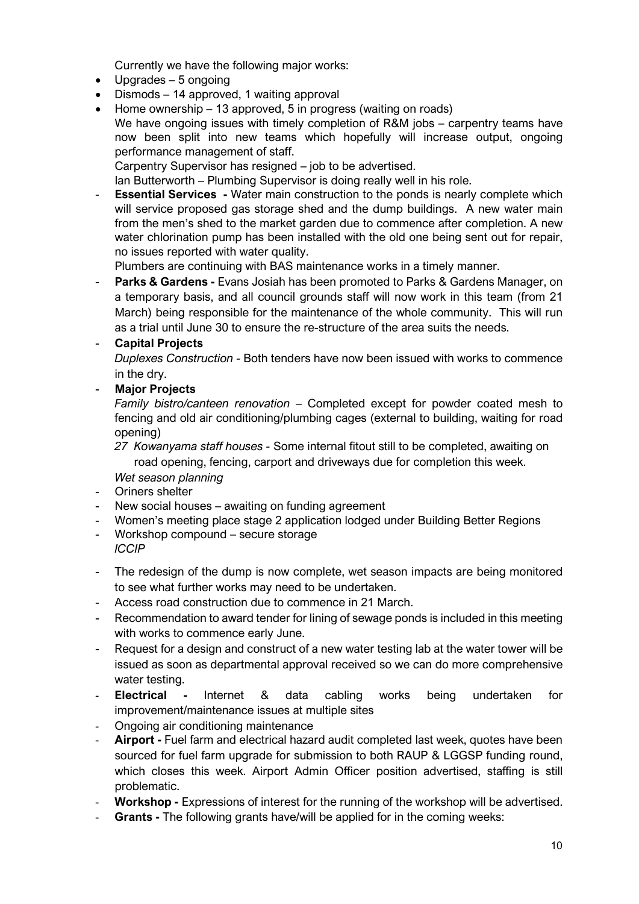Currently we have the following major works:

- Upgrades – 5 ongoing
- Dismods – 14 approved, 1 waiting approval
- Home ownership – 13 approved, 5 in progress (waiting on roads)

  We have ongoing issues with timely completion of R&M jobs – carpentry teams have now been split into new teams which hopefully will increase output, ongoing performance management of staff.

  Carpentry Supervisor has resigned – job to be advertised.

  Ian Butterworth – Plumbing Supervisor is doing really well in his role.

- **Essential Services -** Water main construction to the ponds is nearly complete which will service proposed gas storage shed and the dump buildings. A new water main from the men's shed to the market garden due to commence after completion. A new water chlorination pump has been installed with the old one being sent out for repair, no issues reported with water quality.

  Plumbers are continuing with BAS maintenance works in a timely manner.
- **Parks & Gardens -** Evans Josiah has been promoted to Parks & Gardens Manager, on a temporary basis, and all council grounds staff will now work in this team (from 21 March) being responsible for the maintenance of the whole community. This will run as a trial until June 30 to ensure the re-structure of the area suits the needs.
- **Capital Projects**

  *Duplexes Construction* - Both tenders have now been issued with works to commence in the dry.
- **Major Projects**

  *Family bistro/canteen renovation* – Completed except for powder coated mesh to fencing and old air conditioning/plumbing cages (external to building, waiting for road opening)

  *27 Kowanyama staff houses* - Some internal fitout still to be completed, awaiting on road opening, fencing, carport and driveways due for completion this week.

  *Wet season planning*
- Oriners shelter
- New social houses – awaiting on funding agreement
- Women's meeting place stage 2 application lodged under Building Better Regions
- Workshop compound – secure storage

  *ICCIP*
- The redesign of the dump is now complete, wet season impacts are being monitored to see what further works may need to be undertaken.
- Access road construction due to commence in 21 March.
- Recommendation to award tender for lining of sewage ponds is included in this meeting with works to commence early June.
- Request for a design and construct of a new water testing lab at the water tower will be issued as soon as departmental approval received so we can do more comprehensive water testing.
- **Electrical -** Internet & data cabling works being undertaken for improvement/maintenance issues at multiple sites
- Ongoing air conditioning maintenance
- **Airport -** Fuel farm and electrical hazard audit completed last week, quotes have been sourced for fuel farm upgrade for submission to both RAUP & LGGSP funding round, which closes this week. Airport Admin Officer position advertised, staffing is still problematic.
- **Workshop -** Expressions of interest for the running of the workshop will be advertised.
- **Grants -** The following grants have/will be applied for in the coming weeks: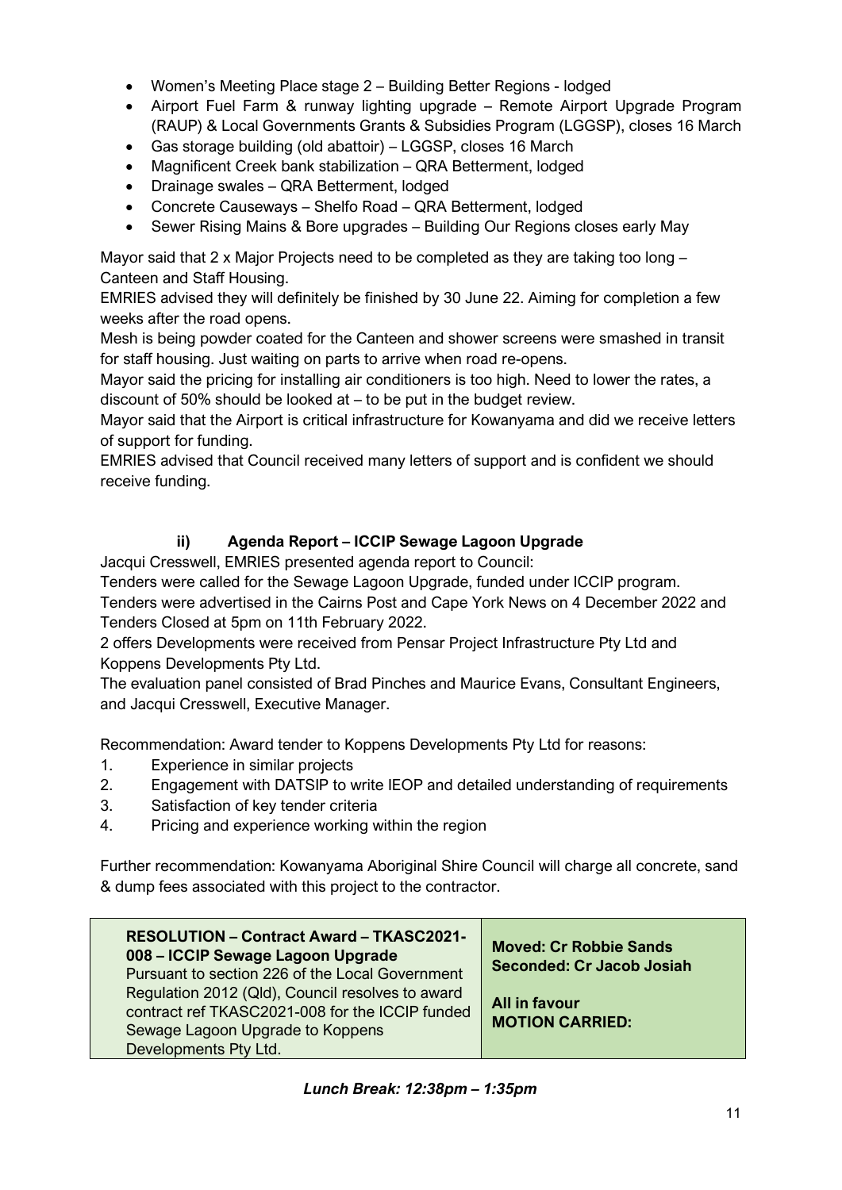- Women's Meeting Place stage 2 – Building Better Regions - lodged
- Airport Fuel Farm & runway lighting upgrade – Remote Airport Upgrade Program (RAUP) & Local Governments Grants & Subsidies Program (LGGSP), closes 16 March
- Gas storage building (old abattoir) – LGGSP, closes 16 March
- Magnificent Creek bank stabilization – QRA Betterment, lodged
- Drainage swales – QRA Betterment, lodged
- Concrete Causeways – Shelfo Road – QRA Betterment, lodged
- Sewer Rising Mains & Bore upgrades – Building Our Regions closes early May

Mayor said that 2 x Major Projects need to be completed as they are taking too long – Canteen and Staff Housing.

EMRIES advised they will definitely be finished by 30 June 22. Aiming for completion a few weeks after the road opens.

Mesh is being powder coated for the Canteen and shower screens were smashed in transit for staff housing. Just waiting on parts to arrive when road re-opens.

Mayor said the pricing for installing air conditioners is too high. Need to lower the rates, a discount of 50% should be looked at – to be put in the budget review.

Mayor said that the Airport is critical infrastructure for Kowanyama and did we receive letters of support for funding.

EMRIES advised that Council received many letters of support and is confident we should receive funding.

### ii) Agenda Report – ICCIP Sewage Lagoon Upgrade

Jacqui Cresswell, EMRIES presented agenda report to Council:

Tenders were called for the Sewage Lagoon Upgrade, funded under ICCIP program.

Tenders were advertised in the Cairns Post and Cape York News on 4 December 2022 and Tenders Closed at 5pm on 11th February 2022.

2 offers Developments were received from Pensar Project Infrastructure Pty Ltd and Koppens Developments Pty Ltd.

The evaluation panel consisted of Brad Pinches and Maurice Evans, Consultant Engineers, and Jacqui Cresswell, Executive Manager.

Recommendation: Award tender to Koppens Developments Pty Ltd for reasons:

1. Experience in similar projects
2. Engagement with DATSIP to write IEOP and detailed understanding of requirements
3. Satisfaction of key tender criteria
4. Pricing and experience working within the region

Further recommendation: Kowanyama Aboriginal Shire Council will charge all concrete, sand & dump fees associated with this project to the contractor.

| **RESOLUTION – Contract Award – TKASC2021-008 – ICCIP Sewage Lagoon Upgrade**<br>Pursuant to section 226 of the Local Government Regulation 2012 (Qld), Council resolves to award contract ref TKASC2021-008 for the ICCIP funded Sewage Lagoon Upgrade to Koppens Developments Pty Ltd. | **Moved: Cr Robbie Sands**<br>**Seconded: Cr Jacob Josiah**<br><br>**All in favour**<br>**MOTION CARRIED:** |
|---|---|

***Lunch Break: 12:38pm – 1:35pm***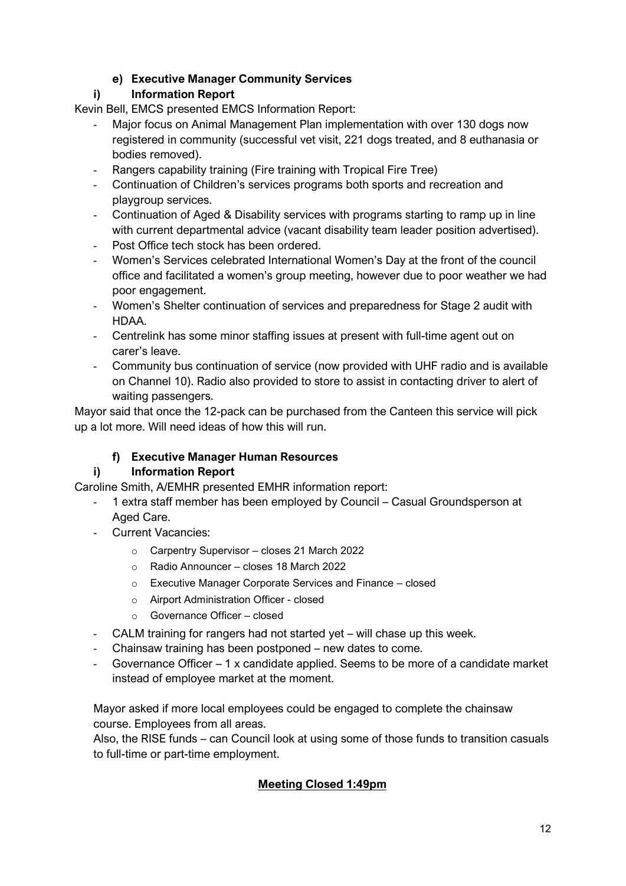### e) Executive Manager Community Services

#### i) Information Report

Kevin Bell, EMCS presented EMCS Information Report:

- Major focus on Animal Management Plan implementation with over 130 dogs now registered in community (successful vet visit, 221 dogs treated, and 8 euthanasia or bodies removed).
- Rangers capability training (Fire training with Tropical Fire Tree)
- Continuation of Children's services programs both sports and recreation and playgroup services.
- Continuation of Aged & Disability services with programs starting to ramp up in line with current departmental advice (vacant disability team leader position advertised).
- Post Office tech stock has been ordered.
- Women's Services celebrated International Women's Day at the front of the council office and facilitated a women's group meeting, however due to poor weather we had poor engagement.
- Women's Shelter continuation of services and preparedness for Stage 2 audit with HDAA.
- Centrelink has some minor staffing issues at present with full-time agent out on carer's leave.
- Community bus continuation of service (now provided with UHF radio and is available on Channel 10). Radio also provided to store to assist in contacting driver to alert of waiting passengers.

Mayor said that once the 12-pack can be purchased from the Canteen this service will pick up a lot more. Will need ideas of how this will run.

### f) Executive Manager Human Resources

#### i) Information Report

Caroline Smith, A/EMHR presented EMHR information report:

- 1 extra staff member has been employed by Council – Casual Groundsperson at Aged Care.
- Current Vacancies:
  - Carpentry Supervisor – closes 21 March 2022
  - Radio Announcer – closes 18 March 2022
  - Executive Manager Corporate Services and Finance – closed
  - Airport Administration Officer - closed
  - Governance Officer – closed
- CALM training for rangers had not started yet – will chase up this week.
- Chainsaw training has been postponed – new dates to come.
- Governance Officer – 1 x candidate applied. Seems to be more of a candidate market instead of employee market at the moment.

Mayor asked if more local employees could be engaged to complete the chainsaw course. Employees from all areas.

Also, the RISE funds – can Council look at using some of those funds to transition casuals to full-time or part-time employment.

**Meeting Closed 1:49pm**